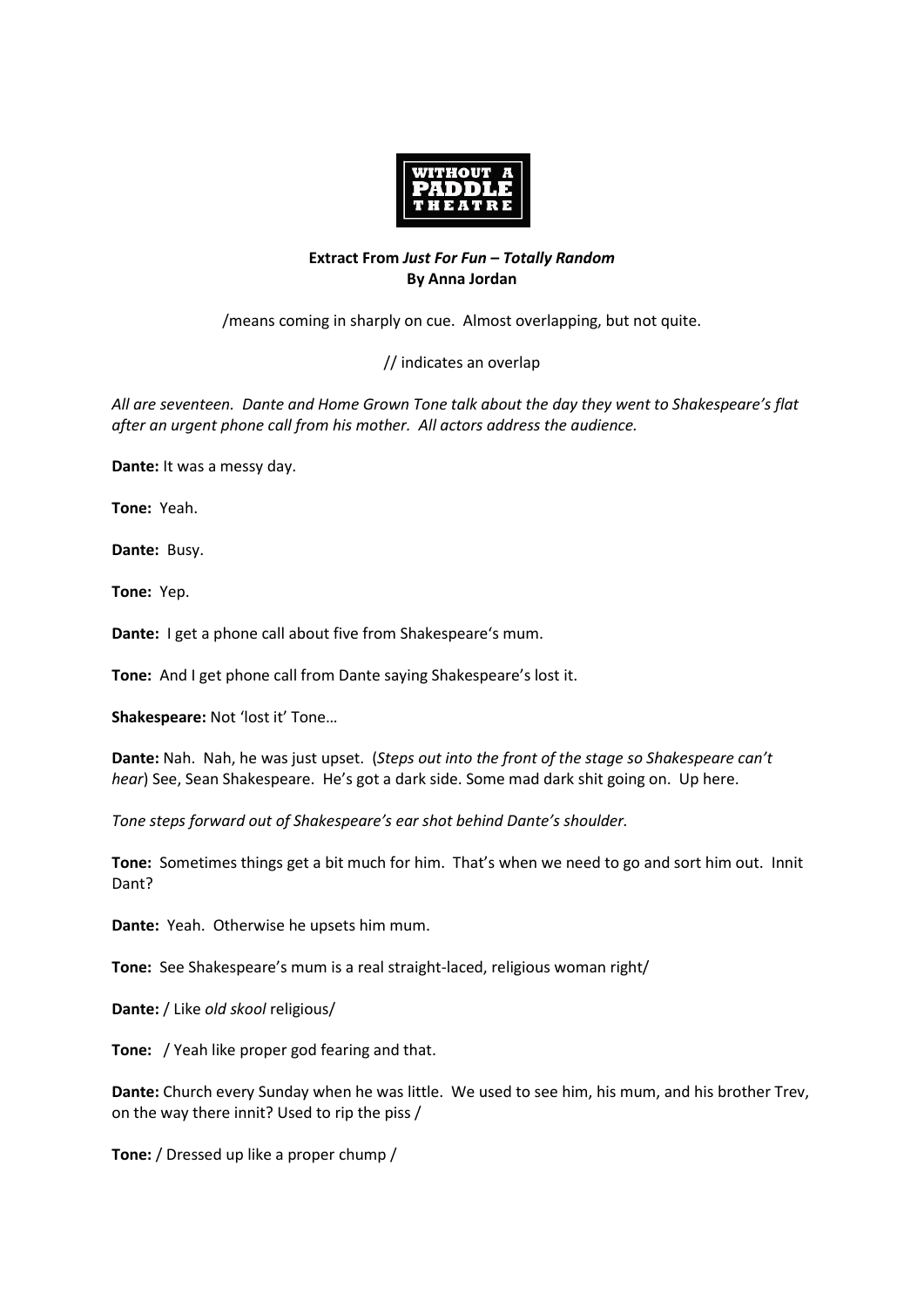WITHOUT A PADDLE THEATRE

**Extract From *Just For Fun – Totally Random***
**By Anna Jordan**

/means coming in sharply on cue. Almost overlapping, but not quite.

// indicates an overlap

*All are seventeen. Dante and Home Grown Tone talk about the day they went to Shakespeare's flat after an urgent phone call from his mother. All actors address the audience.*

**Dante:** It was a messy day.

**Tone:** Yeah.

**Dante:** Busy.

**Tone:** Yep.

**Dante:** I get a phone call about five from Shakespeare's mum.

**Tone:** And I get phone call from Dante saying Shakespeare's lost it.

**Shakespeare:** Not 'lost it' Tone…

**Dante:** Nah. Nah, he was just upset. (*Steps out into the front of the stage so Shakespeare can't hear*) See, Sean Shakespeare. He's got a dark side. Some mad dark shit going on. Up here.

*Tone steps forward out of Shakespeare's ear shot behind Dante's shoulder.*

**Tone:** Sometimes things get a bit much for him. That's when we need to go and sort him out. Innit Dant?

**Dante:** Yeah. Otherwise he upsets him mum.

**Tone:** See Shakespeare's mum is a real straight-laced, religious woman right/

**Dante:** / Like *old skool* religious/

**Tone:** / Yeah like proper god fearing and that.

**Dante:** Church every Sunday when he was little. We used to see him, his mum, and his brother Trev, on the way there innit? Used to rip the piss /

**Tone:** / Dressed up like a proper chump /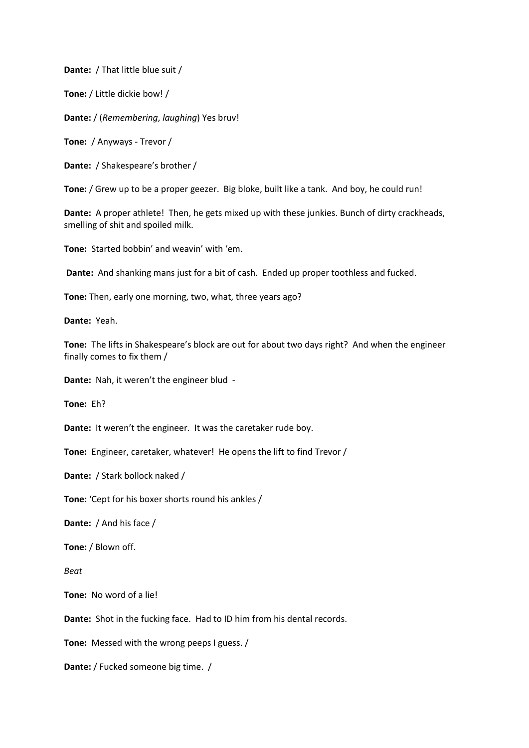**Dante:** / That little blue suit /

**Tone:** / Little dickie bow! /

**Dante:** / (*Remembering*, *laughing*) Yes bruv!

**Tone:** / Anyways - Trevor /

**Dante:** / Shakespeare's brother /

**Tone:** / Grew up to be a proper geezer. Big bloke, built like a tank. And boy, he could run!

**Dante:** A proper athlete! Then, he gets mixed up with these junkies. Bunch of dirty crackheads, smelling of shit and spoiled milk.

**Tone:** Started bobbin' and weavin' with 'em.

**Dante:** And shanking mans just for a bit of cash. Ended up proper toothless and fucked.

**Tone:** Then, early one morning, two, what, three years ago?

**Dante:** Yeah.

**Tone:** The lifts in Shakespeare's block are out for about two days right? And when the engineer finally comes to fix them /

**Dante:** Nah, it weren't the engineer blud -

**Tone:** Eh?

**Dante:** It weren't the engineer. It was the caretaker rude boy.

**Tone:** Engineer, caretaker, whatever! He opens the lift to find Trevor /

**Dante:** / Stark bollock naked /

**Tone:** 'Cept for his boxer shorts round his ankles /

**Dante:** / And his face /

**Tone:** / Blown off.

*Beat*

**Tone:** No word of a lie!

**Dante:** Shot in the fucking face. Had to ID him from his dental records.

**Tone:** Messed with the wrong peeps I guess. /

**Dante:** / Fucked someone big time. /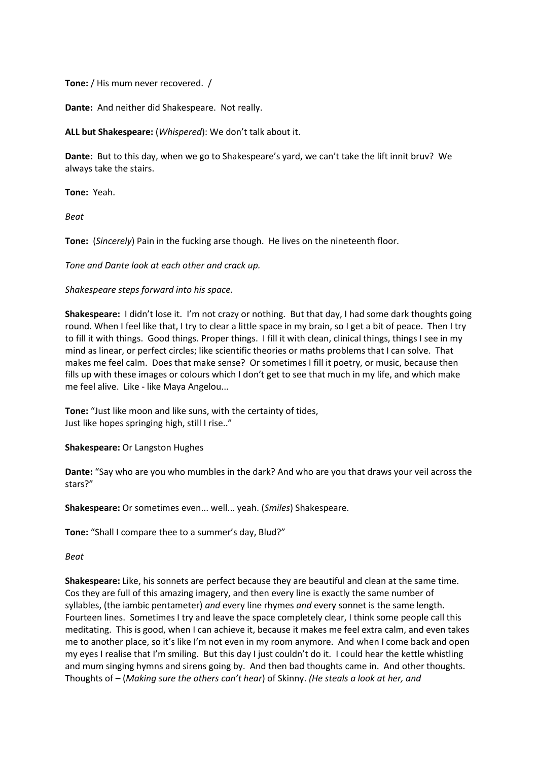**Tone:** / His mum never recovered. /

**Dante:** And neither did Shakespeare. Not really.

**ALL but Shakespeare:** (*Whispered*): We don't talk about it.

**Dante:** But to this day, when we go to Shakespeare's yard, we can't take the lift innit bruv? We always take the stairs.

**Tone:** Yeah.

*Beat*

**Tone:** (*Sincerely*) Pain in the fucking arse though. He lives on the nineteenth floor.

*Tone and Dante look at each other and crack up.*

*Shakespeare steps forward into his space.*

**Shakespeare:** I didn't lose it. I'm not crazy or nothing. But that day, I had some dark thoughts going round. When I feel like that, I try to clear a little space in my brain, so I get a bit of peace. Then I try to fill it with things. Good things. Proper things. I fill it with clean, clinical things, things I see in my mind as linear, or perfect circles; like scientific theories or maths problems that I can solve. That makes me feel calm. Does that make sense? Or sometimes I fill it poetry, or music, because then fills up with these images or colours which I don't get to see that much in my life, and which make me feel alive. Like - like Maya Angelou...

**Tone:** "Just like moon and like suns, with the certainty of tides,
Just like hopes springing high, still I rise.."

**Shakespeare:** Or Langston Hughes

**Dante:** "Say who are you who mumbles in the dark? And who are you that draws your veil across the stars?"

**Shakespeare:** Or sometimes even... well... yeah. (*Smiles*) Shakespeare.

**Tone:** "Shall I compare thee to a summer's day, Blud?"

*Beat*

**Shakespeare:** Like, his sonnets are perfect because they are beautiful and clean at the same time. Cos they are full of this amazing imagery, and then every line is exactly the same number of syllables, (the iambic pentameter) *and* every line rhymes *and* every sonnet is the same length. Fourteen lines. Sometimes I try and leave the space completely clear, I think some people call this meditating. This is good, when I can achieve it, because it makes me feel extra calm, and even takes me to another place, so it's like I'm not even in my room anymore. And when I come back and open my eyes I realise that I'm smiling. But this day I just couldn't do it. I could hear the kettle whistling and mum singing hymns and sirens going by. And then bad thoughts came in. And other thoughts. Thoughts of – (*Making sure the others can't hear*) of Skinny. *(He steals a look at her, and*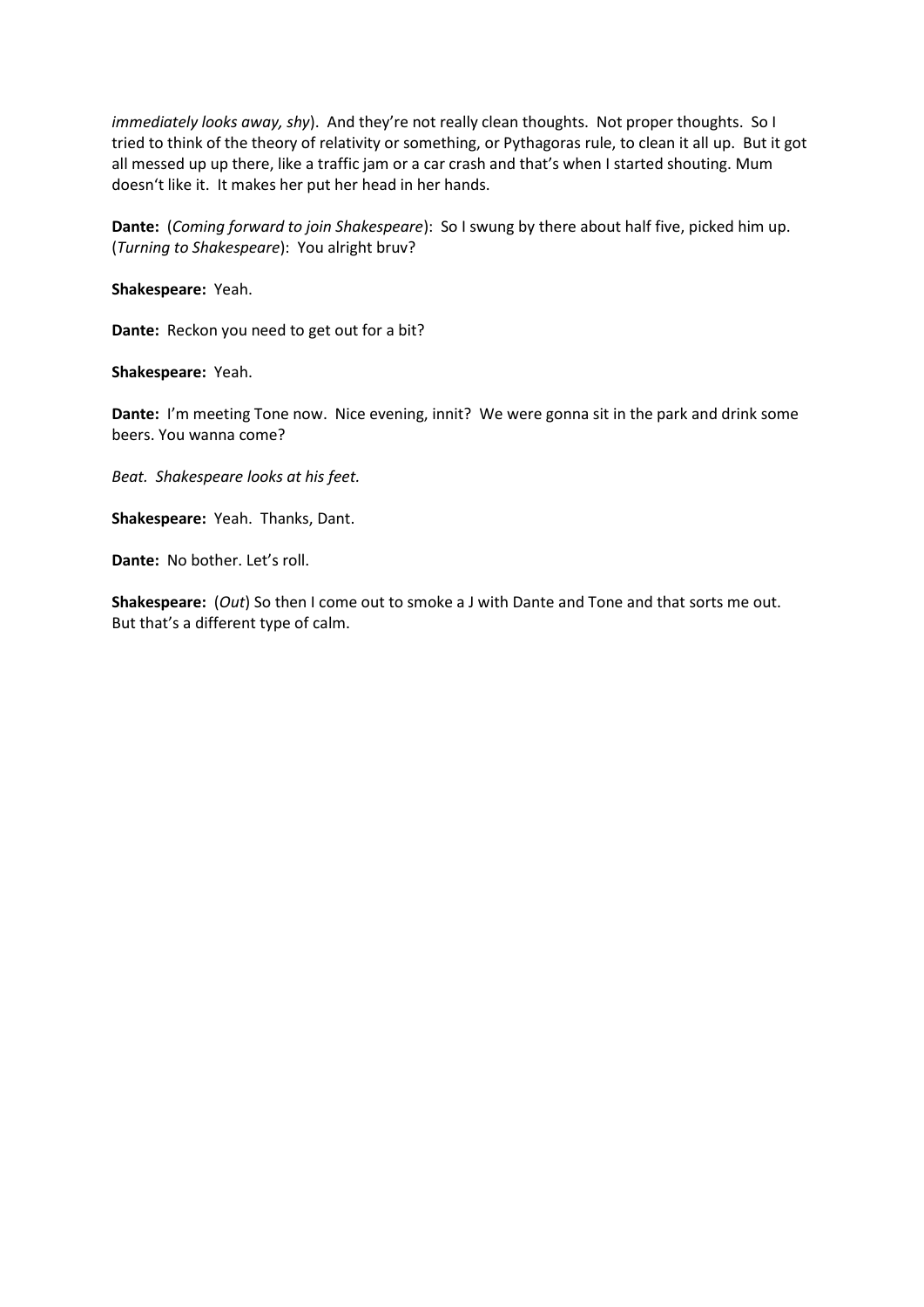*immediately looks away, shy*). And they're not really clean thoughts. Not proper thoughts. So I tried to think of the theory of relativity or something, or Pythagoras rule, to clean it all up. But it got all messed up up there, like a traffic jam or a car crash and that's when I started shouting. Mum doesn't like it. It makes her put her head in her hands.

**Dante:** (*Coming forward to join Shakespeare*): So I swung by there about half five, picked him up. (*Turning to Shakespeare*): You alright bruv?

**Shakespeare:** Yeah.

**Dante:** Reckon you need to get out for a bit?

**Shakespeare:** Yeah.

**Dante:** I'm meeting Tone now. Nice evening, innit? We were gonna sit in the park and drink some beers. You wanna come?

*Beat. Shakespeare looks at his feet.*

**Shakespeare:** Yeah. Thanks, Dant.

**Dante:** No bother. Let's roll.

**Shakespeare:** (*Out*) So then I come out to smoke a J with Dante and Tone and that sorts me out. But that's a different type of calm.